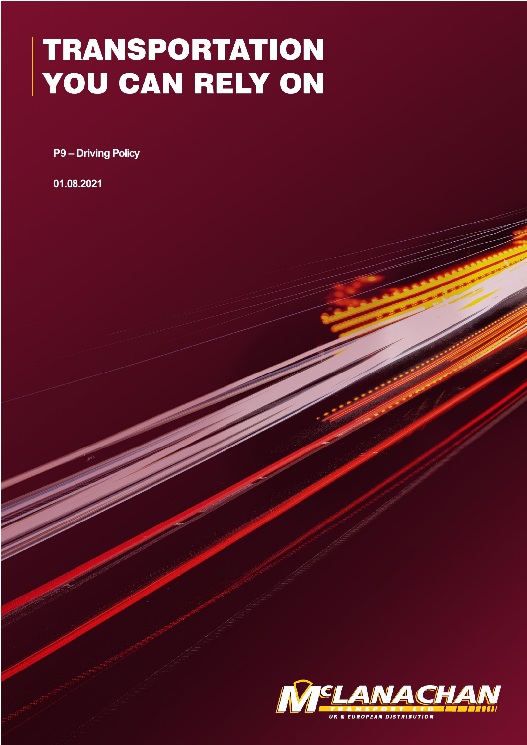# TRANSPORTATION YOU CAN RELY ON

**P9 – Driving Policy**

**01.08.2021**

McLANACHAN TRANSPORT LTD
UK & EUROPEAN DISTRIBUTION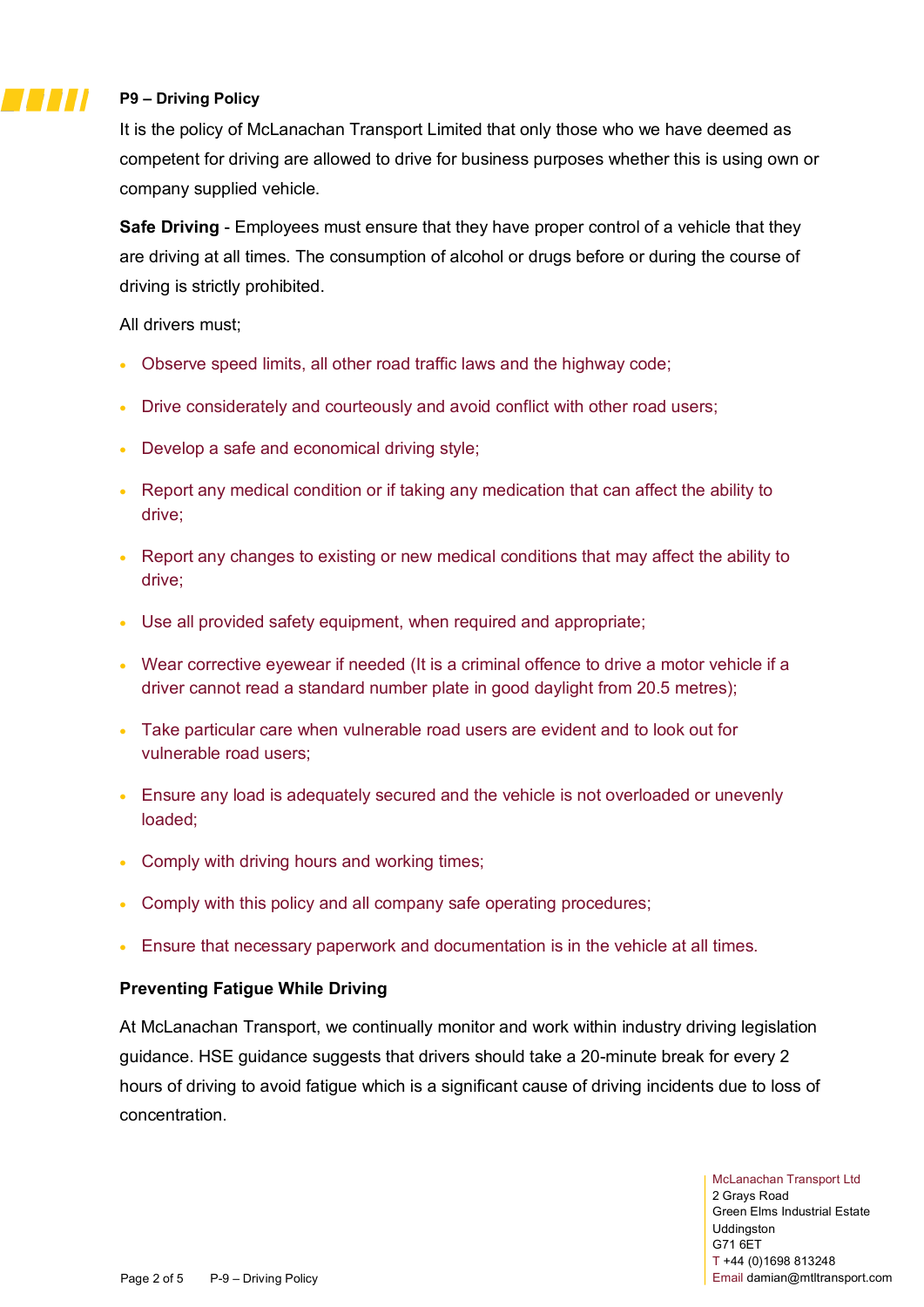**P9 – Driving Policy**

It is the policy of McLanachan Transport Limited that only those who we have deemed as competent for driving are allowed to drive for business purposes whether this is using own or company supplied vehicle.

**Safe Driving** - Employees must ensure that they have proper control of a vehicle that they are driving at all times. The consumption of alcohol or drugs before or during the course of driving is strictly prohibited.

All drivers must;

- Observe speed limits, all other road traffic laws and the highway code;
- Drive considerately and courteously and avoid conflict with other road users;
- Develop a safe and economical driving style;
- Report any medical condition or if taking any medication that can affect the ability to drive;
- Report any changes to existing or new medical conditions that may affect the ability to drive;
- Use all provided safety equipment, when required and appropriate;
- Wear corrective eyewear if needed (It is a criminal offence to drive a motor vehicle if a driver cannot read a standard number plate in good daylight from 20.5 metres);
- Take particular care when vulnerable road users are evident and to look out for vulnerable road users;
- Ensure any load is adequately secured and the vehicle is not overloaded or unevenly loaded;
- Comply with driving hours and working times;
- Comply with this policy and all company safe operating procedures;
- Ensure that necessary paperwork and documentation is in the vehicle at all times.

**Preventing Fatigue While Driving**

At McLanachan Transport, we continually monitor and work within industry driving legislation guidance. HSE guidance suggests that drivers should take a 20-minute break for every 2 hours of driving to avoid fatigue which is a significant cause of driving incidents due to loss of concentration.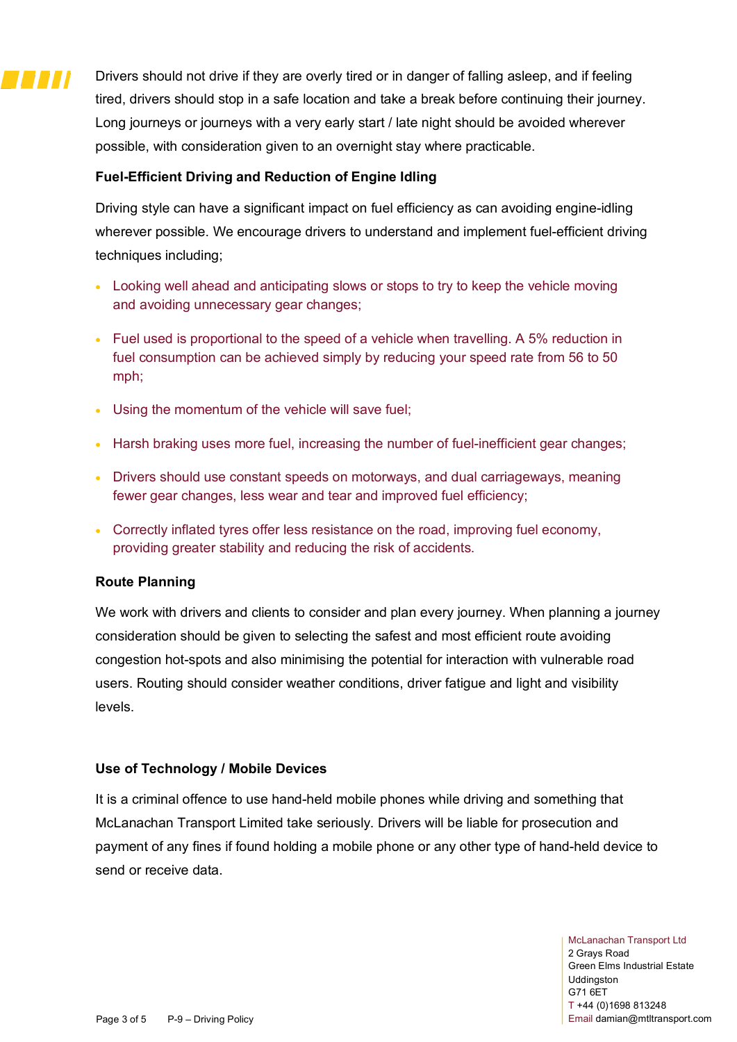Drivers should not drive if they are overly tired or in danger of falling asleep, and if feeling tired, drivers should stop in a safe location and take a break before continuing their journey. Long journeys or journeys with a very early start / late night should be avoided wherever possible, with consideration given to an overnight stay where practicable.

**Fuel-Efficient Driving and Reduction of Engine Idling**

Driving style can have a significant impact on fuel efficiency as can avoiding engine-idling wherever possible. We encourage drivers to understand and implement fuel-efficient driving techniques including;

- Looking well ahead and anticipating slows or stops to try to keep the vehicle moving and avoiding unnecessary gear changes;
- Fuel used is proportional to the speed of a vehicle when travelling. A 5% reduction in fuel consumption can be achieved simply by reducing your speed rate from 56 to 50 mph;
- Using the momentum of the vehicle will save fuel;
- Harsh braking uses more fuel, increasing the number of fuel-inefficient gear changes;
- Drivers should use constant speeds on motorways, and dual carriageways, meaning fewer gear changes, less wear and tear and improved fuel efficiency;
- Correctly inflated tyres offer less resistance on the road, improving fuel economy, providing greater stability and reducing the risk of accidents.

**Route Planning**

We work with drivers and clients to consider and plan every journey. When planning a journey consideration should be given to selecting the safest and most efficient route avoiding congestion hot-spots and also minimising the potential for interaction with vulnerable road users. Routing should consider weather conditions, driver fatigue and light and visibility levels.

**Use of Technology / Mobile Devices**

It is a criminal offence to use hand-held mobile phones while driving and something that McLanachan Transport Limited take seriously. Drivers will be liable for prosecution and payment of any fines if found holding a mobile phone or any other type of hand-held device to send or receive data.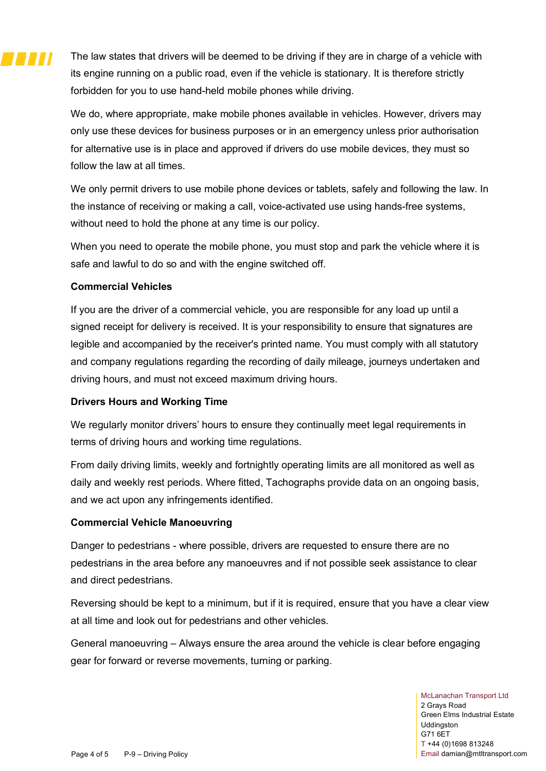The law states that drivers will be deemed to be driving if they are in charge of a vehicle with its engine running on a public road, even if the vehicle is stationary. It is therefore strictly forbidden for you to use hand-held mobile phones while driving.

We do, where appropriate, make mobile phones available in vehicles. However, drivers may only use these devices for business purposes or in an emergency unless prior authorisation for alternative use is in place and approved if drivers do use mobile devices, they must so follow the law at all times.

We only permit drivers to use mobile phone devices or tablets, safely and following the law. In the instance of receiving or making a call, voice-activated use using hands-free systems, without need to hold the phone at any time is our policy.

When you need to operate the mobile phone, you must stop and park the vehicle where it is safe and lawful to do so and with the engine switched off.

**Commercial Vehicles**

If you are the driver of a commercial vehicle, you are responsible for any load up until a signed receipt for delivery is received. It is your responsibility to ensure that signatures are legible and accompanied by the receiver's printed name. You must comply with all statutory and company regulations regarding the recording of daily mileage, journeys undertaken and driving hours, and must not exceed maximum driving hours.

**Drivers Hours and Working Time**

We regularly monitor drivers' hours to ensure they continually meet legal requirements in terms of driving hours and working time regulations.

From daily driving limits, weekly and fortnightly operating limits are all monitored as well as daily and weekly rest periods. Where fitted, Tachographs provide data on an ongoing basis, and we act upon any infringements identified.

**Commercial Vehicle Manoeuvring**

Danger to pedestrians - where possible, drivers are requested to ensure there are no pedestrians in the area before any manoeuvres and if not possible seek assistance to clear and direct pedestrians.

Reversing should be kept to a minimum, but if it is required, ensure that you have a clear view at all time and look out for pedestrians and other vehicles.

General manoeuvring – Always ensure the area around the vehicle is clear before engaging gear for forward or reverse movements, turning or parking.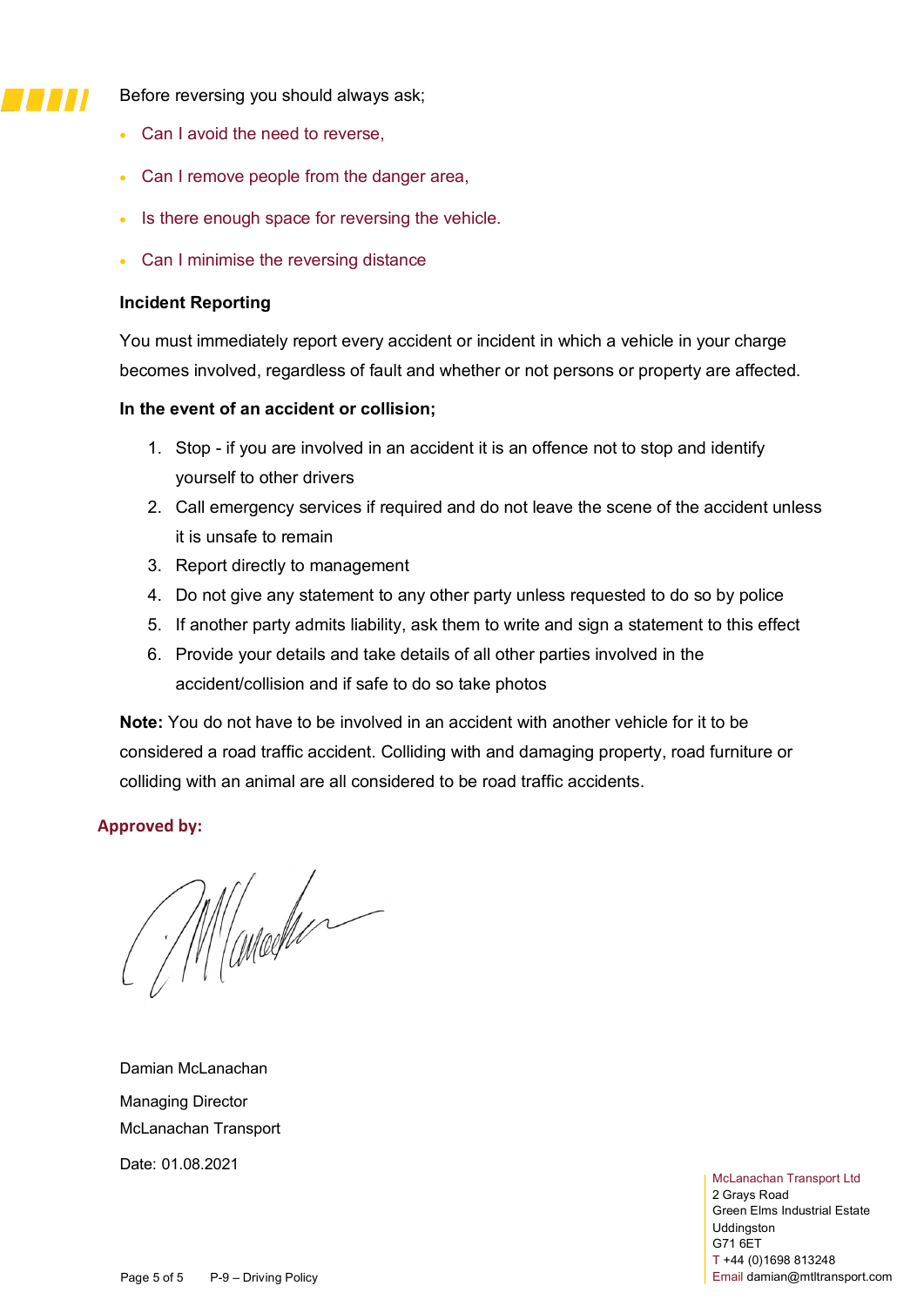Before reversing you should always ask;

- Can I avoid the need to reverse,
- Can I remove people from the danger area,
- Is there enough space for reversing the vehicle.
- Can I minimise the reversing distance

**Incident Reporting**

You must immediately report every accident or incident in which a vehicle in your charge becomes involved, regardless of fault and whether or not persons or property are affected.

**In the event of an accident or collision;**

1. Stop - if you are involved in an accident it is an offence not to stop and identify yourself to other drivers
2. Call emergency services if required and do not leave the scene of the accident unless it is unsafe to remain
3. Report directly to management
4. Do not give any statement to any other party unless requested to do so by police
5. If another party admits liability, ask them to write and sign a statement to this effect
6. Provide your details and take details of all other parties involved in the accident/collision and if safe to do so take photos

**Note:** You do not have to be involved in an accident with another vehicle for it to be considered a road traffic accident. Colliding with and damaging property, road furniture or colliding with an animal are all considered to be road traffic accidents.

**Approved by:**

Damian McLanachan

Managing Director

McLanachan Transport

Date: 01.08.2021

McLanachan Transport Ltd
2 Grays Road
Green Elms Industrial Estate
Uddingston
G71 6ET
T +44 (0)1698 813248
Email damian@mtltransport.com